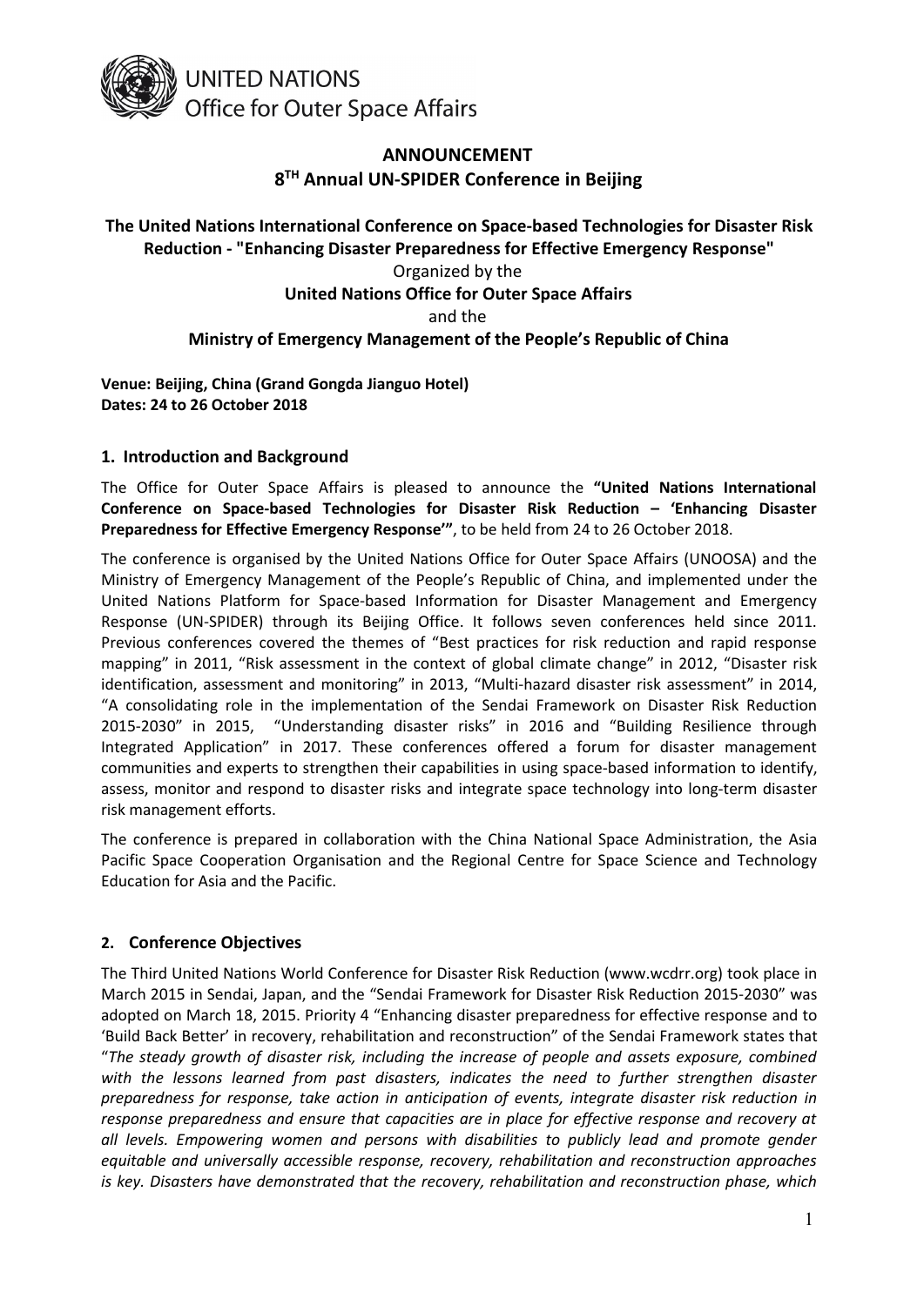UNITED NATIONS
Office for Outer Space Affairs

# ANNOUNCEMENT
# 8TH Annual UN-SPIDER Conference in Beijing

**The United Nations International Conference on Space-based Technologies for Disaster Risk Reduction - "Enhancing Disaster Preparedness for Effective Emergency Response"**

Organized by the

**United Nations Office for Outer Space Affairs**

and the

**Ministry of Emergency Management of the People's Republic of China**

**Venue: Beijing, China (Grand Gongda Jianguo Hotel)**
**Dates: 24 to 26 October 2018**

## 1. Introduction and Background

The Office for Outer Space Affairs is pleased to announce the **"United Nations International Conference on Space-based Technologies for Disaster Risk Reduction – 'Enhancing Disaster Preparedness for Effective Emergency Response'"**, to be held from 24 to 26 October 2018.

The conference is organised by the United Nations Office for Outer Space Affairs (UNOOSA) and the Ministry of Emergency Management of the People's Republic of China, and implemented under the United Nations Platform for Space-based Information for Disaster Management and Emergency Response (UN-SPIDER) through its Beijing Office. It follows seven conferences held since 2011. Previous conferences covered the themes of "Best practices for risk reduction and rapid response mapping" in 2011, "Risk assessment in the context of global climate change" in 2012, "Disaster risk identification, assessment and monitoring" in 2013, "Multi-hazard disaster risk assessment" in 2014, "A consolidating role in the implementation of the Sendai Framework on Disaster Risk Reduction 2015-2030" in 2015, "Understanding disaster risks" in 2016 and "Building Resilience through Integrated Application" in 2017. These conferences offered a forum for disaster management communities and experts to strengthen their capabilities in using space-based information to identify, assess, monitor and respond to disaster risks and integrate space technology into long-term disaster risk management efforts.

The conference is prepared in collaboration with the China National Space Administration, the Asia Pacific Space Cooperation Organisation and the Regional Centre for Space Science and Technology Education for Asia and the Pacific.

## 2. Conference Objectives

The Third United Nations World Conference for Disaster Risk Reduction (www.wcdrr.org) took place in March 2015 in Sendai, Japan, and the "Sendai Framework for Disaster Risk Reduction 2015-2030" was adopted on March 18, 2015. Priority 4 "Enhancing disaster preparedness for effective response and to 'Build Back Better' in recovery, rehabilitation and reconstruction" of the Sendai Framework states that "*The steady growth of disaster risk, including the increase of people and assets exposure, combined with the lessons learned from past disasters, indicates the need to further strengthen disaster preparedness for response, take action in anticipation of events, integrate disaster risk reduction in response preparedness and ensure that capacities are in place for effective response and recovery at all levels. Empowering women and persons with disabilities to publicly lead and promote gender equitable and universally accessible response, recovery, rehabilitation and reconstruction approaches is key. Disasters have demonstrated that the recovery, rehabilitation and reconstruction phase, which*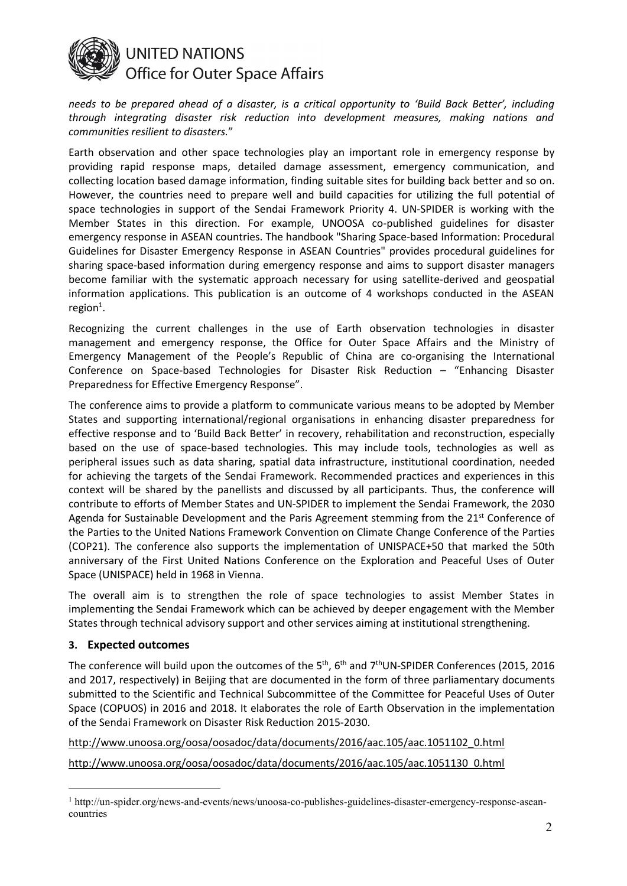*needs to be prepared ahead of a disaster, is a critical opportunity to 'Build Back Better', including through integrating disaster risk reduction into development measures, making nations and communities resilient to disasters.*"

Earth observation and other space technologies play an important role in emergency response by providing rapid response maps, detailed damage assessment, emergency communication, and collecting location based damage information, finding suitable sites for building back better and so on. However, the countries need to prepare well and build capacities for utilizing the full potential of space technologies in support of the Sendai Framework Priority 4. UN-SPIDER is working with the Member States in this direction. For example, UNOOSA co-published guidelines for disaster emergency response in ASEAN countries. The handbook "Sharing Space-based Information: Procedural Guidelines for Disaster Emergency Response in ASEAN Countries" provides procedural guidelines for sharing space-based information during emergency response and aims to support disaster managers become familiar with the systematic approach necessary for using satellite-derived and geospatial information applications. This publication is an outcome of 4 workshops conducted in the ASEAN region[1].

Recognizing the current challenges in the use of Earth observation technologies in disaster management and emergency response, the Office for Outer Space Affairs and the Ministry of Emergency Management of the People's Republic of China are co-organising the International Conference on Space-based Technologies for Disaster Risk Reduction – "Enhancing Disaster Preparedness for Effective Emergency Response".

The conference aims to provide a platform to communicate various means to be adopted by Member States and supporting international/regional organisations in enhancing disaster preparedness for effective response and to 'Build Back Better' in recovery, rehabilitation and reconstruction, especially based on the use of space-based technologies. This may include tools, technologies as well as peripheral issues such as data sharing, spatial data infrastructure, institutional coordination, needed for achieving the targets of the Sendai Framework. Recommended practices and experiences in this context will be shared by the panellists and discussed by all participants. Thus, the conference will contribute to efforts of Member States and UN-SPIDER to implement the Sendai Framework, the 2030 Agenda for Sustainable Development and the Paris Agreement stemming from the 21st Conference of the Parties to the United Nations Framework Convention on Climate Change Conference of the Parties (COP21). The conference also supports the implementation of UNISPACE+50 that marked the 50th anniversary of the First United Nations Conference on the Exploration and Peaceful Uses of Outer Space (UNISPACE) held in 1968 in Vienna.

The overall aim is to strengthen the role of space technologies to assist Member States in implementing the Sendai Framework which can be achieved by deeper engagement with the Member States through technical advisory support and other services aiming at institutional strengthening.

## 3. Expected outcomes

The conference will build upon the outcomes of the 5th, 6th and 7th UN-SPIDER Conferences (2015, 2016 and 2017, respectively) in Beijing that are documented in the form of three parliamentary documents submitted to the Scientific and Technical Subcommittee of the Committee for Peaceful Uses of Outer Space (COPUOS) in 2016 and 2018. It elaborates the role of Earth Observation in the implementation of the Sendai Framework on Disaster Risk Reduction 2015-2030.

http://www.unoosa.org/oosa/oosadoc/data/documents/2016/aac.105/aac.1051102_0.html

http://www.unoosa.org/oosa/oosadoc/data/documents/2016/aac.105/aac.1051130_0.html

[1] http://un-spider.org/news-and-events/news/unoosa-co-publishes-guidelines-disaster-emergency-response-asean-countries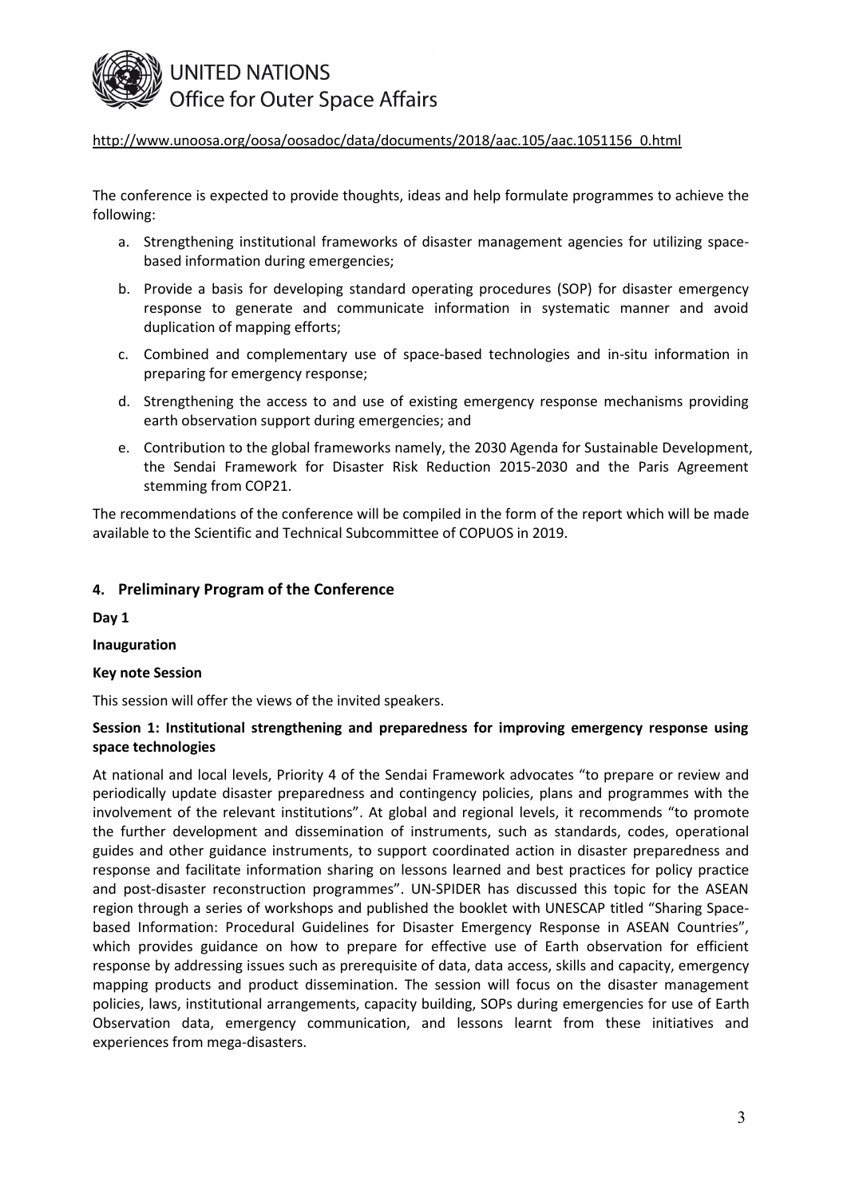http://www.unoosa.org/oosa/oosadoc/data/documents/2018/aac.105/aac.1051156_0.html

The conference is expected to provide thoughts, ideas and help formulate programmes to achieve the following:

a. Strengthening institutional frameworks of disaster management agencies for utilizing space-based information during emergencies;

b. Provide a basis for developing standard operating procedures (SOP) for disaster emergency response to generate and communicate information in systematic manner and avoid duplication of mapping efforts;

c. Combined and complementary use of space-based technologies and in-situ information in preparing for emergency response;

d. Strengthening the access to and use of existing emergency response mechanisms providing earth observation support during emergencies; and

e. Contribution to the global frameworks namely, the 2030 Agenda for Sustainable Development, the Sendai Framework for Disaster Risk Reduction 2015-2030 and the Paris Agreement stemming from COP21.

The recommendations of the conference will be compiled in the form of the report which will be made available to the Scientific and Technical Subcommittee of COPUOS in 2019.

## 4. Preliminary Program of the Conference

**Day 1**

**Inauguration**

**Key note Session**

This session will offer the views of the invited speakers.

**Session 1: Institutional strengthening and preparedness for improving emergency response using space technologies**

At national and local levels, Priority 4 of the Sendai Framework advocates "to prepare or review and periodically update disaster preparedness and contingency policies, plans and programmes with the involvement of the relevant institutions". At global and regional levels, it recommends "to promote the further development and dissemination of instruments, such as standards, codes, operational guides and other guidance instruments, to support coordinated action in disaster preparedness and response and facilitate information sharing on lessons learned and best practices for policy practice and post-disaster reconstruction programmes". UN-SPIDER has discussed this topic for the ASEAN region through a series of workshops and published the booklet with UNESCAP titled "Sharing Space-based Information: Procedural Guidelines for Disaster Emergency Response in ASEAN Countries", which provides guidance on how to prepare for effective use of Earth observation for efficient response by addressing issues such as prerequisite of data, data access, skills and capacity, emergency mapping products and product dissemination. The session will focus on the disaster management policies, laws, institutional arrangements, capacity building, SOPs during emergencies for use of Earth Observation data, emergency communication, and lessons learnt from these initiatives and experiences from mega-disasters.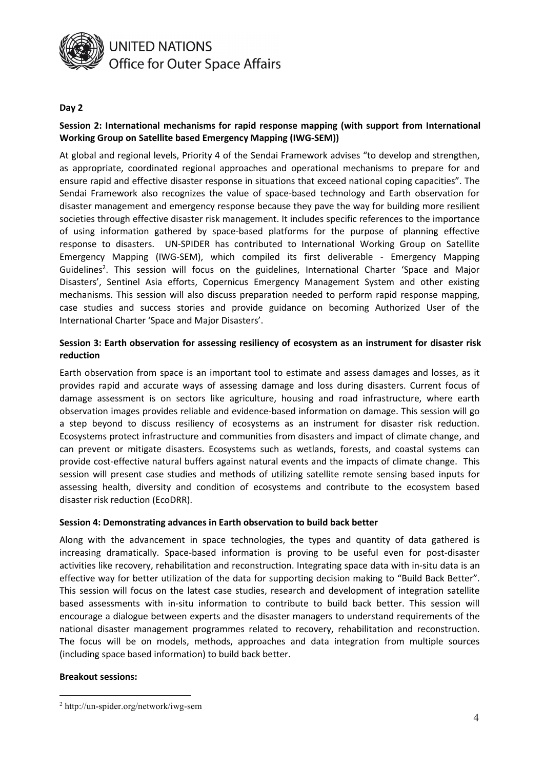**Day 2**

**Session 2: International mechanisms for rapid response mapping (with support from International Working Group on Satellite based Emergency Mapping (IWG-SEM))**

At global and regional levels, Priority 4 of the Sendai Framework advises "to develop and strengthen, as appropriate, coordinated regional approaches and operational mechanisms to prepare for and ensure rapid and effective disaster response in situations that exceed national coping capacities". The Sendai Framework also recognizes the value of space-based technology and Earth observation for disaster management and emergency response because they pave the way for building more resilient societies through effective disaster risk management. It includes specific references to the importance of using information gathered by space-based platforms for the purpose of planning effective response to disasters. UN-SPIDER has contributed to International Working Group on Satellite Emergency Mapping (IWG-SEM), which compiled its first deliverable - Emergency Mapping Guidelines[2]. This session will focus on the guidelines, International Charter 'Space and Major Disasters', Sentinel Asia efforts, Copernicus Emergency Management System and other existing mechanisms. This session will also discuss preparation needed to perform rapid response mapping, case studies and success stories and provide guidance on becoming Authorized User of the International Charter 'Space and Major Disasters'.

**Session 3: Earth observation for assessing resiliency of ecosystem as an instrument for disaster risk reduction**

Earth observation from space is an important tool to estimate and assess damages and losses, as it provides rapid and accurate ways of assessing damage and loss during disasters. Current focus of damage assessment is on sectors like agriculture, housing and road infrastructure, where earth observation images provides reliable and evidence-based information on damage. This session will go a step beyond to discuss resiliency of ecosystems as an instrument for disaster risk reduction. Ecosystems protect infrastructure and communities from disasters and impact of climate change, and can prevent or mitigate disasters. Ecosystems such as wetlands, forests, and coastal systems can provide cost-effective natural buffers against natural events and the impacts of climate change. This session will present case studies and methods of utilizing satellite remote sensing based inputs for assessing health, diversity and condition of ecosystems and contribute to the ecosystem based disaster risk reduction (EcoDRR).

**Session 4: Demonstrating advances in Earth observation to build back better**

Along with the advancement in space technologies, the types and quantity of data gathered is increasing dramatically. Space-based information is proving to be useful even for post-disaster activities like recovery, rehabilitation and reconstruction. Integrating space data with in-situ data is an effective way for better utilization of the data for supporting decision making to "Build Back Better". This session will focus on the latest case studies, research and development of integration satellite based assessments with in-situ information to contribute to build back better. This session will encourage a dialogue between experts and the disaster managers to understand requirements of the national disaster management programmes related to recovery, rehabilitation and reconstruction. The focus will be on models, methods, approaches and data integration from multiple sources (including space based information) to build back better.

**Breakout sessions:**

---

[2] http://un-spider.org/network/iwg-sem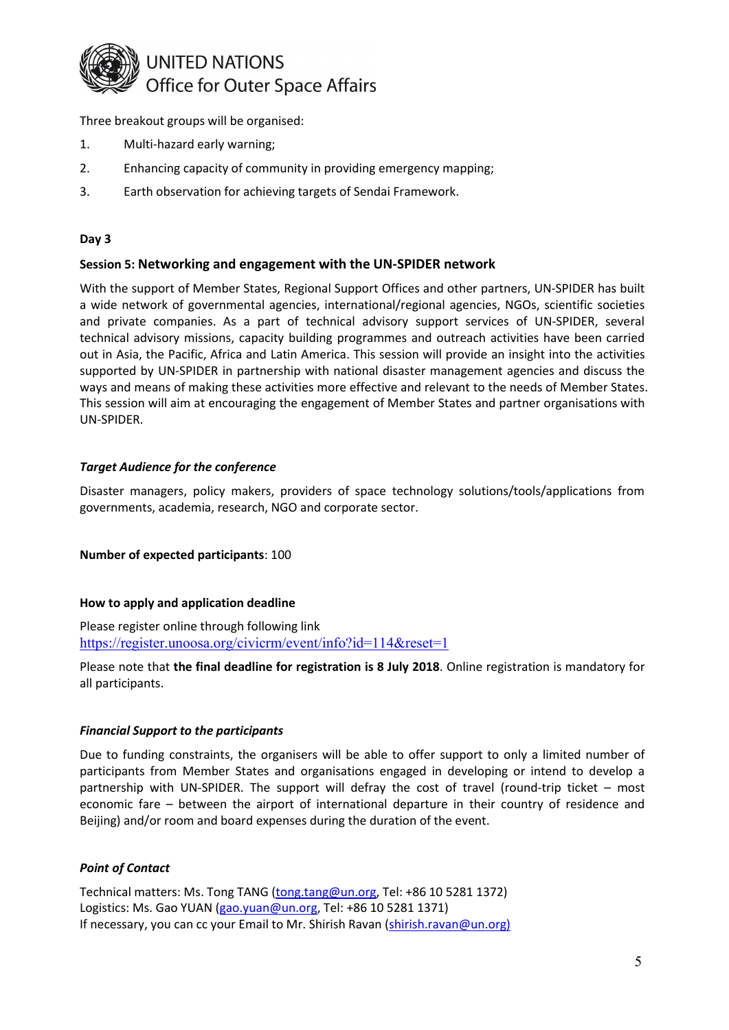Three breakout groups will be organised:

1. Multi-hazard early warning;
2. Enhancing capacity of community in providing emergency mapping;
3. Earth observation for achieving targets of Sendai Framework.

**Day 3**

**Session 5: Networking and engagement with the UN-SPIDER network**

With the support of Member States, Regional Support Offices and other partners, UN-SPIDER has built a wide network of governmental agencies, international/regional agencies, NGOs, scientific societies and private companies. As a part of technical advisory support services of UN-SPIDER, several technical advisory missions, capacity building programmes and outreach activities have been carried out in Asia, the Pacific, Africa and Latin America. This session will provide an insight into the activities supported by UN-SPIDER in partnership with national disaster management agencies and discuss the ways and means of making these activities more effective and relevant to the needs of Member States. This session will aim at encouraging the engagement of Member States and partner organisations with UN-SPIDER.

***Target Audience for the conference***

Disaster managers, policy makers, providers of space technology solutions/tools/applications from governments, academia, research, NGO and corporate sector.

**Number of expected participants**: 100

**How to apply and application deadline**

Please register online through following link
https://register.unoosa.org/civicrm/event/info?id=114&reset=1

Please note that **the final deadline for registration is 8 July 2018**. Online registration is mandatory for all participants.

***Financial Support to the participants***

Due to funding constraints, the organisers will be able to offer support to only a limited number of participants from Member States and organisations engaged in developing or intend to develop a partnership with UN-SPIDER. The support will defray the cost of travel (round-trip ticket – most economic fare – between the airport of international departure in their country of residence and Beijing) and/or room and board expenses during the duration of the event.

***Point of Contact***

Technical matters: Ms. Tong TANG (tong.tang@un.org, Tel: +86 10 5281 1372)
Logistics: Ms. Gao YUAN (gao.yuan@un.org, Tel: +86 10 5281 1371)
If necessary, you can cc your Email to Mr. Shirish Ravan (shirish.ravan@un.org)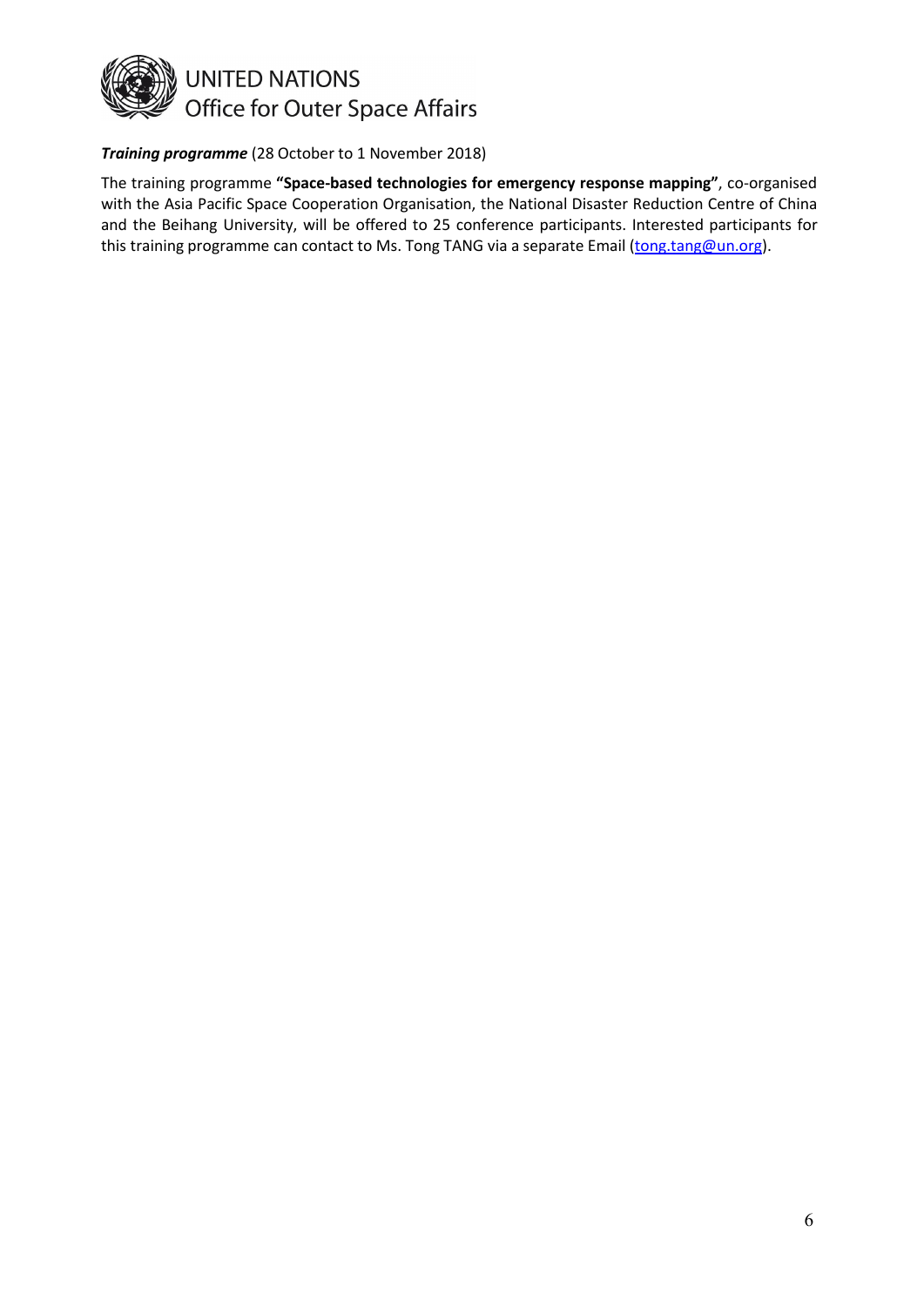UNITED NATIONS
Office for Outer Space Affairs

***Training programme*** (28 October to 1 November 2018)

The training programme **"Space-based technologies for emergency response mapping"**, co-organised with the Asia Pacific Space Cooperation Organisation, the National Disaster Reduction Centre of China and the Beihang University, will be offered to 25 conference participants. Interested participants for this training programme can contact to Ms. Tong TANG via a separate Email (tong.tang@un.org).